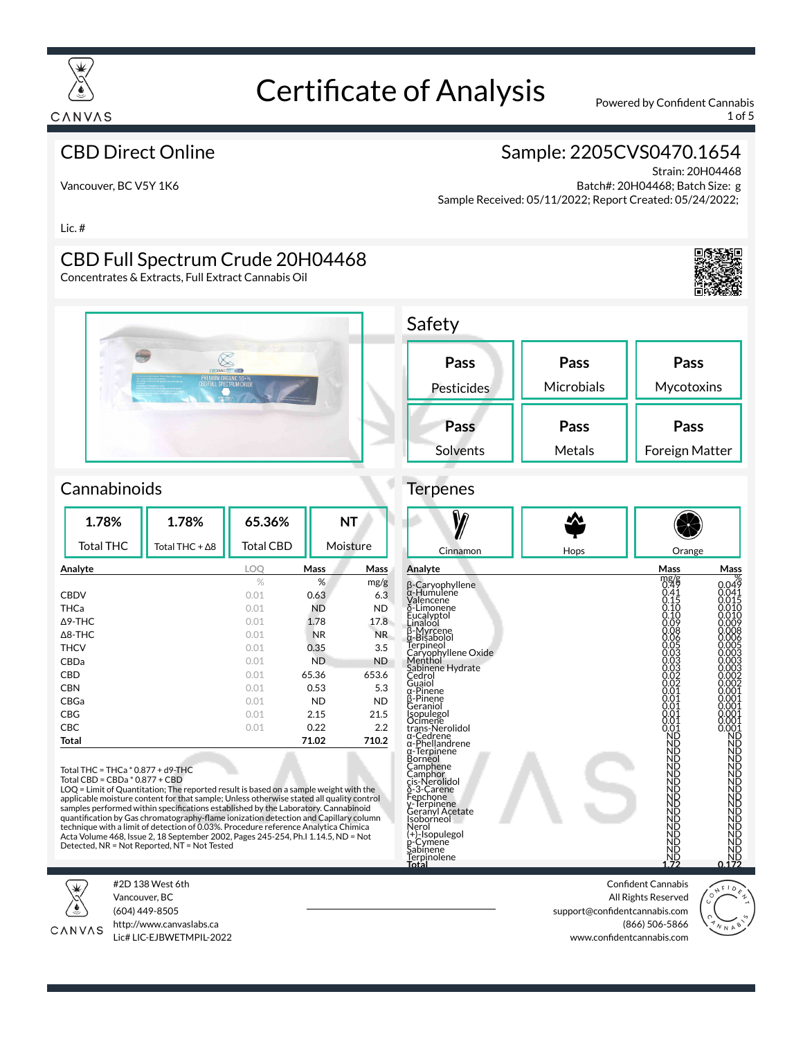# Certificate of Analysis

Powered by Confident Cannabis

## CBD Direct Online

Vancouver, BC V5Y 1K6

Lic. #

## Sample: 2205CVS0470.1654

Strain: 20H04468
Batch#: 20H04468; Batch Size: g
Sample Received: 05/11/2022; Report Created: 05/24/2022;

## CBD Full Spectrum Crude 20H04468

Concentrates & Extracts, Full Extract Cannabis Oil

## Safety

| Pass | Pass | Pass |
|---|---|---|
| Pesticides | Microbials | Mycotoxins |
| **Pass** | **Pass** | **Pass** |
| Solvents | Metals | Foreign Matter |

## Cannabinoids

| 1.78% | 1.78% | 65.36% | NT |
|---|---|---|---|
| Total THC | Total THC + Δ8 | Total CBD | Moisture |

| Analyte | LOQ | Mass | Mass |
|---|---|---|---|
| | % | % | mg/g |
| CBDV | 0.01 | 0.63 | 6.3 |
| THCa | 0.01 | ND | ND |
| Δ9-THC | 0.01 | 1.78 | 17.8 |
| Δ8-THC | 0.01 | NR | NR |
| THCV | 0.01 | 0.35 | 3.5 |
| CBDa | 0.01 | ND | ND |
| CBD | 0.01 | 65.36 | 653.6 |
| CBN | 0.01 | 0.53 | 5.3 |
| CBGa | 0.01 | ND | ND |
| CBG | 0.01 | 2.15 | 21.5 |
| CBC | 0.01 | 0.22 | 2.2 |
| **Total** | | **71.02** | **710.2** |

Total THC = THCa * 0.877 + d9-THC
Total CBD = CBDa * 0.877 + CBD
LOQ = Limit of Quantitation; The reported result is based on a sample weight with the applicable moisture content for that sample; Unless otherwise stated all quality control samples performed within specifications established by the Laboratory. Cannabinoid quantification by Gas chromatography-flame ionization detection and Capillary column technique with a limit of detection of 0.03%. Procedure reference Analytica Chimica Acta Volume 468, Issue 2, 18 September 2002, Pages 245-254, Ph.I 1.14.5, ND = Not Detected, NR = Not Reported, NT = Not Tested

## Terpenes

Cinnamon | Hops | Orange

| Analyte | Mass | Mass |
|---|---|---|
| | mg/g | % |
| β-Caryophyllene | 0.49 | 0.049 |
| α-Humulene | 0.41 | 0.041 |
| Valencene | 0.15 | 0.015 |
| δ-Limonene | 0.10 | 0.010 |
| Eucalyptol | 0.10 | 0.010 |
| Linalool | 0.09 | 0.009 |
| β-Myrcene | 0.08 | 0.008 |
| α-Bisabolol | 0.06 | 0.006 |
| Terpineol | 0.05 | 0.005 |
| Caryophyllene Oxide | 0.03 | 0.003 |
| Menthol | 0.03 | 0.003 |
| Sabinene Hydrate | 0.03 | 0.003 |
| Cedrol | 0.02 | 0.002 |
| Guaiol | 0.02 | 0.002 |
| α-Pinene | 0.01 | 0.001 |
| β-Pinene | 0.01 | 0.001 |
| Geraniol | 0.01 | 0.001 |
| Isopulegol | 0.01 | 0.001 |
| Ocimene | 0.01 | 0.001 |
| trans-Nerolidol | 0.01 | 0.001 |
| α-Cedrene | ND | ND |
| α-Phellandrene | ND | ND |
| α-Terpinene | ND | ND |
| Borneol | ND | ND |
| Camphene | ND | ND |
| Camphor | ND | ND |
| cis-Nerolidol | ND | ND |
| δ-3-Carene | ND | ND |
| Fenchone | ND | ND |
| γ-Terpinene | ND | ND |
| Geranyl Acetate | ND | ND |
| Isoborneol | ND | ND |
| Nerol | ND | ND |
| (+)-Isopulegol | ND | ND |
| p-Cymene | ND | ND |
| Sabinene | ND | ND |
| Terpinolene | ND | ND |
| **Total** | **1.72** | **0.172** |

#2D 138 West 6th
Vancouver, BC
(604) 449-8505
http://www.canvaslabs.ca
Lic# LIC-EJBWETMPIL-2022

Confident Cannabis
All Rights Reserved
support@confidentcannabis.com
(866) 506-5866
www.confidentcannabis.com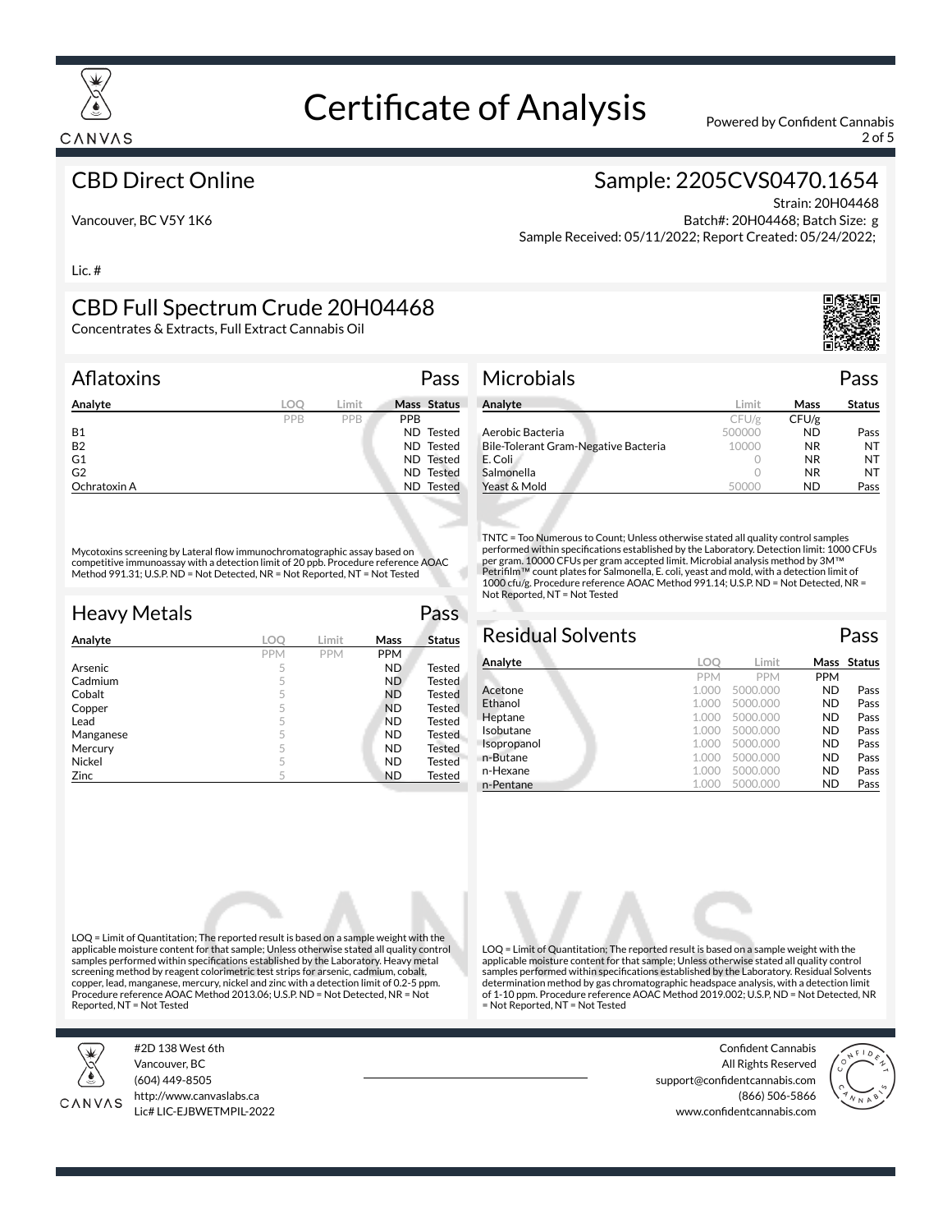# Certificate of Analysis

Powered by Confident Cannabis

## CBD Direct Online

Vancouver, BC V5Y 1K6

Lic. #

## Sample: 2205CVS0470.1654

Strain: 20H04468
Batch#: 20H04468; Batch Size: g
Sample Received: 05/11/2022; Report Created: 05/24/2022;

## CBD Full Spectrum Crude 20H04468

Concentrates & Extracts, Full Extract Cannabis Oil

### Aflatoxins — Pass

| Analyte | LOQ | Limit | Mass | Status |
|---|---|---|---|---|
| | PPB | PPB | PPB | |
| B1 | | | ND | Tested |
| B2 | | | ND | Tested |
| G1 | | | ND | Tested |
| G2 | | | ND | Tested |
| Ochratoxin A | | | ND | Tested |

Mycotoxins screening by Lateral flow immunochromatographic assay based on competitive immunoassay with a detection limit of 20 ppb. Procedure reference AOAC Method 991.31; U.S.P. ND = Not Detected, NR = Not Reported, NT = Not Tested

### Microbials — Pass

| Analyte | Limit | Mass | Status |
|---|---|---|---|
| | CFU/g | CFU/g | |
| Aerobic Bacteria | 500000 | ND | Pass |
| Bile-Tolerant Gram-Negative Bacteria | 10000 | NR | NT |
| E. Coli | 0 | NR | NT |
| Salmonella | 0 | NR | NT |
| Yeast & Mold | 50000 | ND | Pass |

TNTC = Too Numerous to Count; Unless otherwise stated all quality control samples performed within specifications established by the Laboratory. Detection limit: 1000 CFUs per gram. 10000 CFUs per gram accepted limit. Microbial analysis method by 3M™ Petrifilm™ count plates for Salmonella, E. coli, yeast and mold, with a detection limit of 1000 cfu/g. Procedure reference AOAC Method 991.14; U.S.P. ND = Not Detected, NR = Not Reported, NT = Not Tested

### Heavy Metals — Pass

| Analyte | LOQ | Limit | Mass | Status |
|---|---|---|---|---|
| | PPM | PPM | PPM | |
| Arsenic | 5 | | ND | Tested |
| Cadmium | 5 | | ND | Tested |
| Cobalt | 5 | | ND | Tested |
| Copper | 5 | | ND | Tested |
| Lead | 5 | | ND | Tested |
| Manganese | 5 | | ND | Tested |
| Mercury | 5 | | ND | Tested |
| Nickel | 5 | | ND | Tested |
| Zinc | 5 | | ND | Tested |

LOQ = Limit of Quantitation; The reported result is based on a sample weight with the applicable moisture content for that sample; Unless otherwise stated all quality control samples performed within specifications established by the Laboratory. Heavy metal screening method by reagent colorimetric test strips for arsenic, cadmium, cobalt, copper, lead, manganese, mercury, nickel and zinc with a detection limit of 0.2-5 ppm. Procedure reference AOAC Method 2013.06; U.S.P. ND = Not Detected, NR = Not Reported, NT = Not Tested

### Residual Solvents — Pass

| Analyte | LOQ | Limit | Mass | Status |
|---|---|---|---|---|
| | PPM | PPM | PPM | |
| Acetone | 1.000 | 5000.000 | ND | Pass |
| Ethanol | 1.000 | 5000.000 | ND | Pass |
| Heptane | 1.000 | 5000.000 | ND | Pass |
| Isobutane | 1.000 | 5000.000 | ND | Pass |
| Isopropanol | 1.000 | 5000.000 | ND | Pass |
| n-Butane | 1.000 | 5000.000 | ND | Pass |
| n-Hexane | 1.000 | 5000.000 | ND | Pass |
| n-Pentane | 1.000 | 5000.000 | ND | Pass |

LOQ = Limit of Quantitation; The reported result is based on a sample weight with the applicable moisture content for that sample; Unless otherwise stated all quality control samples performed within specifications established by the Laboratory. Residual Solvents determination method by gas chromatographic headspace analysis, with a detection limit of 1-10 ppm. Procedure reference AOAC Method 2019.002; U.S.P, ND = Not Detected, NR = Not Reported, NT = Not Tested

#2D 138 West 6th
Vancouver, BC
(604) 449-8505
http://www.canvaslabs.ca
Lic# LIC-EJBWETMPIL-2022

Confident Cannabis
All Rights Reserved
support@confidentcannabis.com
(866) 506-5866
www.confidentcannabis.com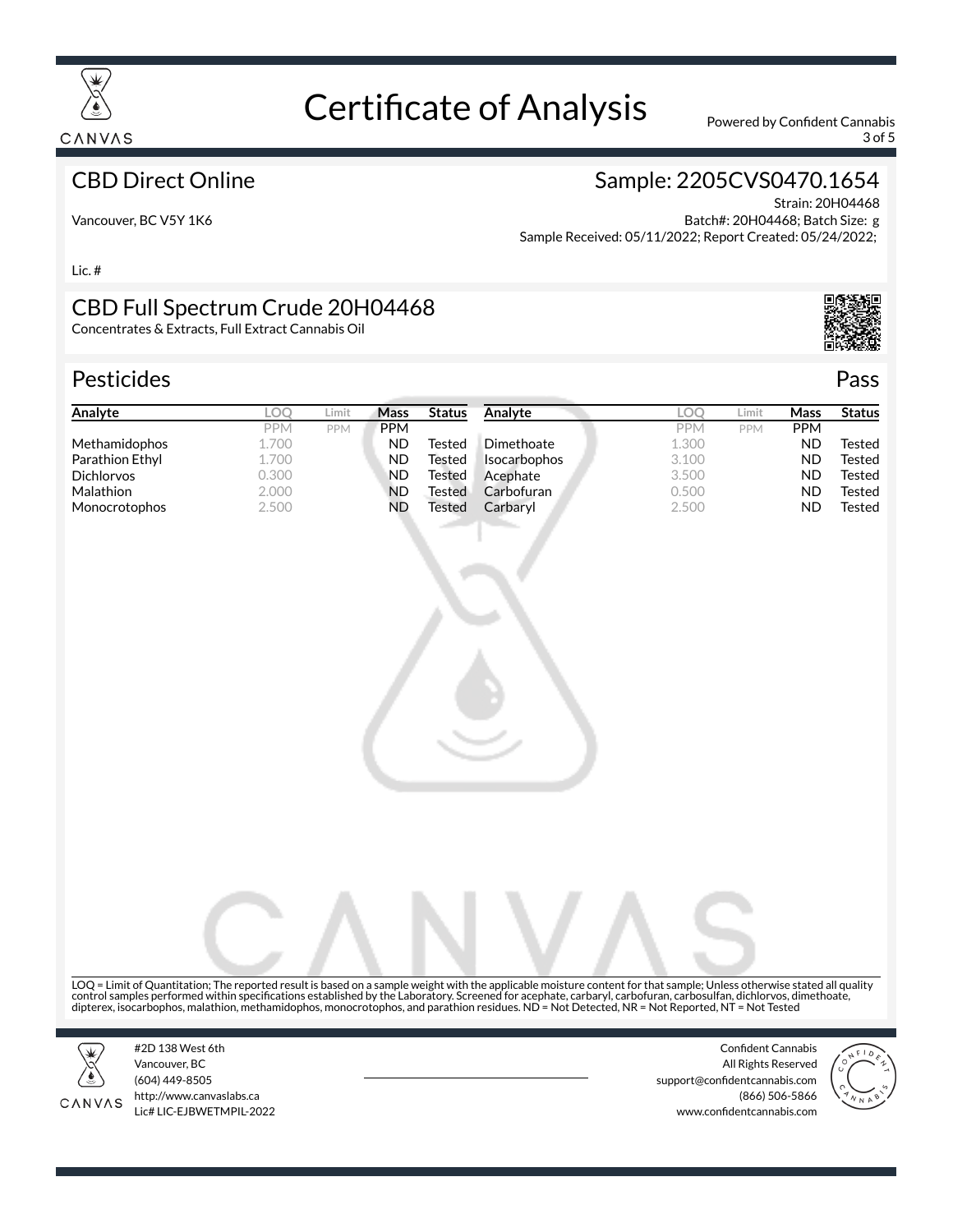# Certificate of Analysis

Powered by Confident Cannabis

## CBD Direct Online

Vancouver, BC V5Y 1K6

Lic. #

## Sample: 2205CVS0470.1654

Strain: 20H04468
Batch#: 20H04468; Batch Size: g
Sample Received: 05/11/2022; Report Created: 05/24/2022;

## CBD Full Spectrum Crude 20H04468

Concentrates & Extracts, Full Extract Cannabis Oil

## Pesticides

Pass

| Analyte | LOQ | Limit | Mass | Status | Analyte | LOQ | Limit | Mass | Status |
|---|---|---|---|---|---|---|---|---|---|
| | PPM | PPM | PPM | | | PPM | PPM | PPM | |
| Methamidophos | 1.700 | | ND | Tested | Dimethoate | 1.300 | | ND | Tested |
| Parathion Ethyl | 1.700 | | ND | Tested | Isocarbophos | 3.100 | | ND | Tested |
| Dichlorvos | 0.300 | | ND | Tested | Acephate | 3.500 | | ND | Tested |
| Malathion | 2.000 | | ND | Tested | Carbofuran | 0.500 | | ND | Tested |
| Monocrotophos | 2.500 | | ND | Tested | Carbaryl | 2.500 | | ND | Tested |

LOQ = Limit of Quantitation; The reported result is based on a sample weight with the applicable moisture content for that sample; Unless otherwise stated all quality control samples performed within specifications established by the Laboratory. Screened for acephate, carbaryl, carbofuran, carbosulfan, dichlorvos, dimethoate, dipterex, isocarbophos, malathion, methamidophos, monocrotophos, and parathion residues. ND = Not Detected, NR = Not Reported, NT = Not Tested

#2D 138 West 6th
Vancouver, BC
(604) 449-8505
http://www.canvaslabs.ca
Lic# LIC-EJBWETMPIL-2022

Confident Cannabis
All Rights Reserved
support@confidentcannabis.com
(866) 506-5866
www.confidentcannabis.com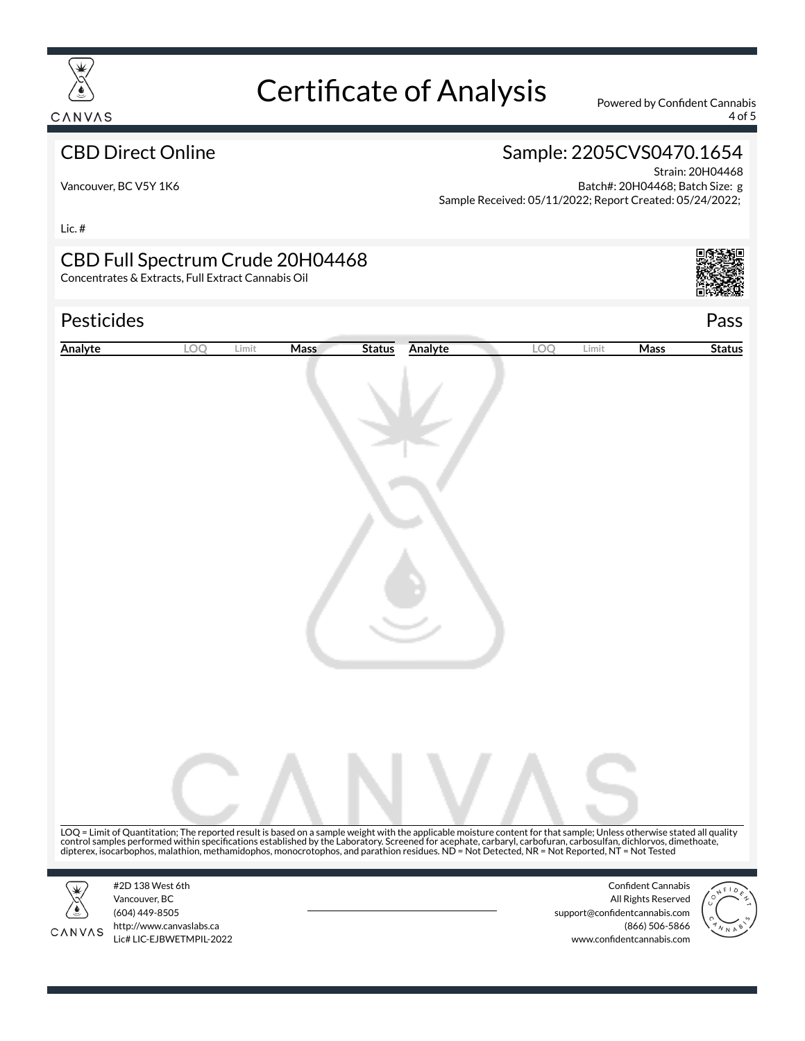# Certificate of Analysis

Powered by Confident Cannabis

## CBD Direct Online

Vancouver, BC V5Y 1K6

Lic. #

## Sample: 2205CVS0470.1654

Strain: 20H04468
Batch#: 20H04468; Batch Size: g
Sample Received: 05/11/2022; Report Created: 05/24/2022;

## CBD Full Spectrum Crude 20H04468

Concentrates & Extracts, Full Extract Cannabis Oil

## Pesticides

Pass

| Analyte | LOQ | Limit | Mass | Status | Analyte | LOQ | Limit | Mass | Status |
|---|---|---|---|---|---|---|---|---|---|

LOQ = Limit of Quantitation; The reported result is based on a sample weight with the applicable moisture content for that sample; Unless otherwise stated all quality control samples performed within specifications established by the Laboratory. Screened for acephate, carbaryl, carbofuran, carbosulfan, dichlorvos, dimethoate, dipterex, isocarbophos, malathion, methamidophos, monocrotophos, and parathion residues. ND = Not Detected, NR = Not Reported, NT = Not Tested

#2D 138 West 6th
Vancouver, BC
(604) 449-8505
http://www.canvaslabs.ca
Lic# LIC-EJBWETMPIL-2022

Confident Cannabis
All Rights Reserved
support@confidentcannabis.com
(866) 506-5866
www.confidentcannabis.com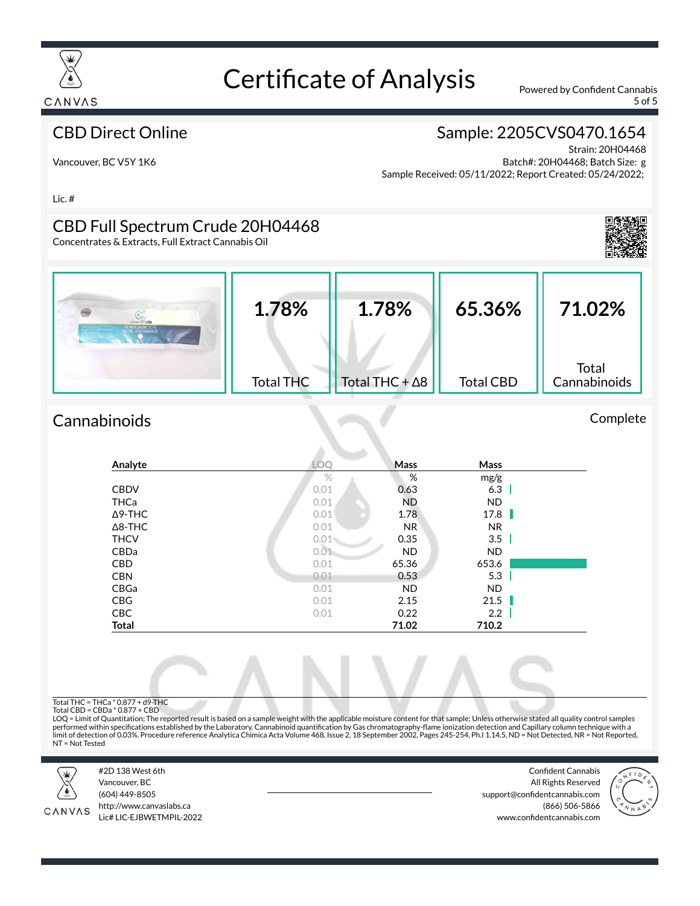# Certificate of Analysis

Powered by Confident Cannabis

## CBD Direct Online

Vancouver, BC V5Y 1K6

Lic. #

## Sample: 2205CVS0470.1654

Strain: 20H04468
Batch#: 20H04468; Batch Size: g
Sample Received: 05/11/2022; Report Created: 05/24/2022;

## CBD Full Spectrum Crude 20H04468

Concentrates & Extracts, Full Extract Cannabis Oil

| 1.78% | 1.78% | 65.36% | 71.02% |
|---|---|---|---|
| Total THC | Total THC + Δ8 | Total CBD | Total Cannabinoids |

## Cannabinoids

Complete

| Analyte | LOQ | Mass | Mass |
|---|---|---|---|
| | % | % | mg/g |
| CBDV | 0.01 | 0.63 | 6.3 |
| THCa | 0.01 | ND | ND |
| Δ9-THC | 0.01 | 1.78 | 17.8 |
| Δ8-THC | 0.01 | NR | NR |
| THCV | 0.01 | 0.35 | 3.5 |
| CBDa | 0.01 | ND | ND |
| CBD | 0.01 | 65.36 | 653.6 |
| CBN | 0.01 | 0.53 | 5.3 |
| CBGa | 0.01 | ND | ND |
| CBG | 0.01 | 2.15 | 21.5 |
| CBC | 0.01 | 0.22 | 2.2 |
| **Total** | | **71.02** | **710.2** |

Total THC = THCa * 0.877 + d9-THC
Total CBD = CBDa * 0.877 + CBD
LOQ = Limit of Quantitation; The reported result is based on a sample weight with the applicable moisture content for that sample; Unless otherwise stated all quality control samples performed within specifications established by the Laboratory. Cannabinoid quantification by Gas chromatography-flame ionization detection and Capillary column technique with a limit of detection of 0.03%. Procedure reference Analytica Chimica Acta Volume 468, Issue 2, 18 September 2002, Pages 245-254, Ph.I 1.14.5, ND = Not Detected, NR = Not Reported, NT = Not Tested

CANVAS
#2D 138 West 6th
Vancouver, BC
(604) 449-8505
http://www.canvaslabs.ca
Lic# LIC-EJBWETMPIL-2022

Confident Cannabis
All Rights Reserved
support@confidentcannabis.com
(866) 506-5866
www.confidentcannabis.com